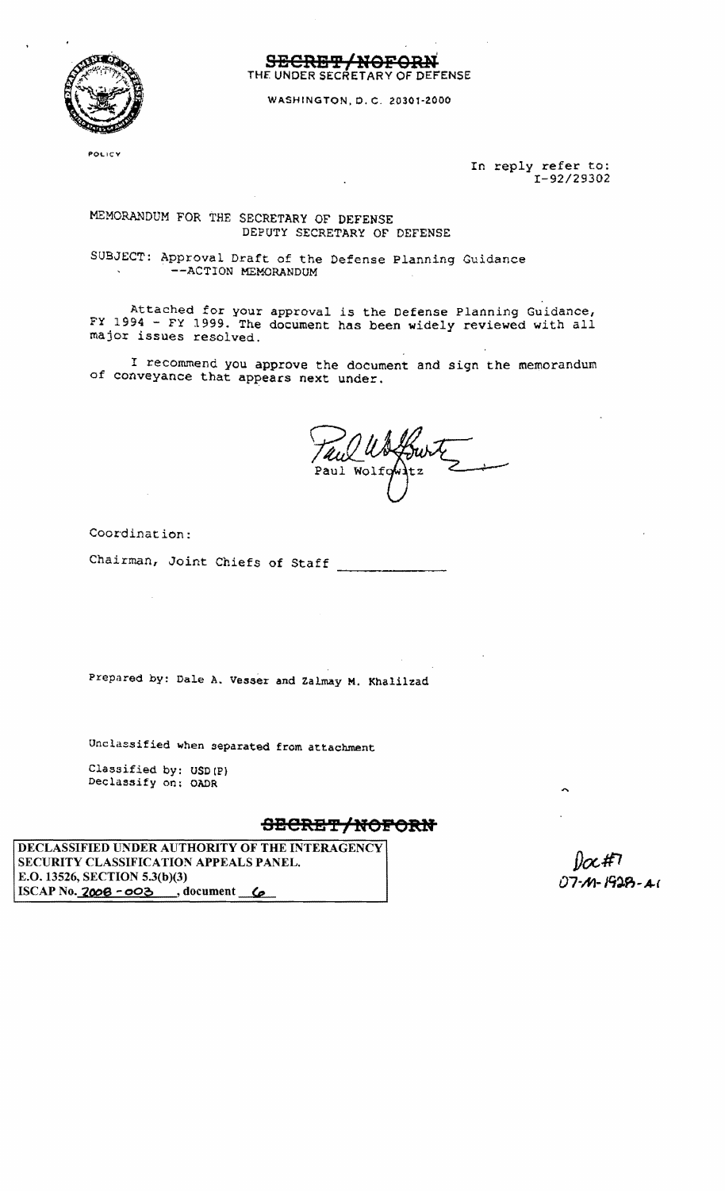~~SECRET/NOFORN~~

THE UNDER SECRETARY OF DEFENSE

WASHINGTON, D.C. 20301-2000

POLICY

In reply refer to:
I-92/29302

MEMORANDUM FOR THE SECRETARY OF DEFENSE
DEPUTY SECRETARY OF DEFENSE

SUBJECT: Approval Draft of the Defense Planning Guidance
--ACTION MEMORANDUM

Attached for your approval is the Defense Planning Guidance, FY 1994 - FY 1999. The document has been widely reviewed with all major issues resolved.

I recommend you approve the document and sign the memorandum of conveyance that appears next under.

Paul Wolfowitz

Coordination:

Chairman, Joint Chiefs of Staff \_\_\_\_\_\_\_\_\_\_\_\_

Prepared by: Dale A. Vesser and Zalmay M. Khalilzad

Unclassified when separated from attachment

Classified by: USD(P)
Declassify on: OADR

~~SECRET/NOFORN~~

DECLASSIFIED UNDER AUTHORITY OF THE INTERAGENCY SECURITY CLASSIFICATION APPEALS PANEL.
E.O. 13526, SECTION 5.3(b)(3)
ISCAP No. 2008 - 003, document 6

Doc #7
07-M-1928-A1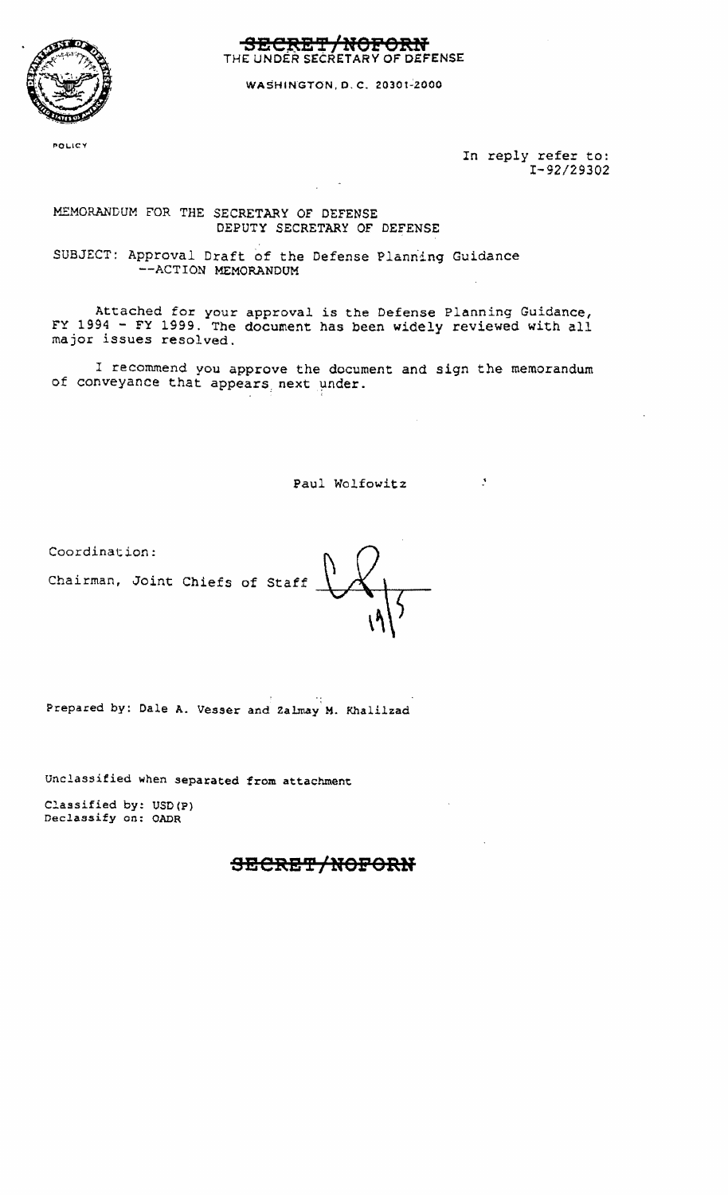~~SECRET/NOFORN~~

THE UNDER SECRETARY OF DEFENSE

WASHINGTON, D.C. 20301-2000

POLICY

In reply refer to:
I-92/29302

MEMORANDUM FOR THE SECRETARY OF DEFENSE
DEPUTY SECRETARY OF DEFENSE

SUBJECT: Approval Draft of the Defense Planning Guidance
--ACTION MEMORANDUM

Attached for your approval is the Defense Planning Guidance, FY 1994 - FY 1999. The document has been widely reviewed with all major issues resolved.

I recommend you approve the document and sign the memorandum of conveyance that appears next under.

Paul Wolfowitz

Coordination:

Chairman, Joint Chiefs of Staff

Prepared by: Dale A. Vesser and Zalmay M. Khalilzad

Unclassified when separated from attachment

Classified by: USD(P)
Declassify on: OADR

~~SECRET/NOFORN~~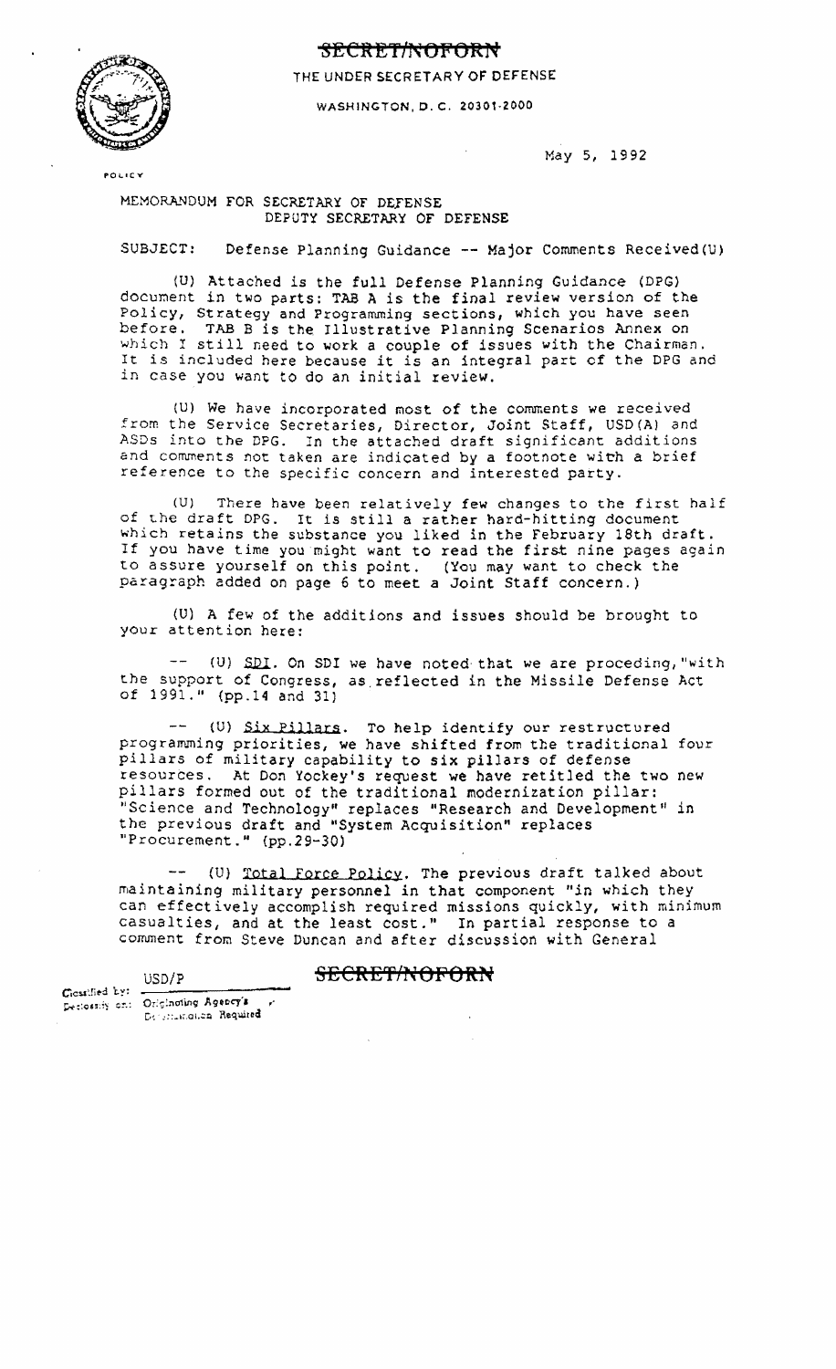~~SECRET/NOFORN~~

THE UNDER SECRETARY OF DEFENSE

WASHINGTON, D.C. 20301-2000

May 5, 1992

POLICY

MEMORANDUM FOR SECRETARY OF DEFENSE
DEPUTY SECRETARY OF DEFENSE

SUBJECT: Defense Planning Guidance -- Major Comments Received(U)

(U) Attached is the full Defense Planning Guidance (DPG) document in two parts: TAB A is the final review version of the Policy, Strategy and Programming sections, which you have seen before. TAB B is the Illustrative Planning Scenarios Annex on which I still need to work a couple of issues with the Chairman. It is included here because it is an integral part of the DPG and in case you want to do an initial review.

(U) We have incorporated most of the comments we received from the Service Secretaries, Director, Joint Staff, USD(A) and ASDs into the DPG. In the attached draft significant additions and comments not taken are indicated by a footnote with a brief reference to the specific concern and interested party.

(U) There have been relatively few changes to the first half of the draft DPG. It is still a rather hard-hitting document which retains the substance you liked in the February 18th draft. If you have time you might want to read the first nine pages again to assure yourself on this point. (You may want to check the paragraph added on page 6 to meet a Joint Staff concern.)

(U) A few of the additions and issues should be brought to your attention here:

-- (U) SDI. On SDI we have noted that we are proceding, "with the support of Congress, as reflected in the Missile Defense Act of 1991." (pp.14 and 31)

-- (U) Six Pillars. To help identify our restructured programming priorities, we have shifted from the traditional four pillars of military capability to six pillars of defense resources. At Don Yockey's request we have retitled the two new pillars formed out of the traditional modernization pillar: "Science and Technology" replaces "Research and Development" in the previous draft and "System Acquisition" replaces "Procurement." (pp.29-30)

-- (U) Total Force Policy. The previous draft talked about maintaining military personnel in that component "in which they can effectively accomplish required missions quickly, with minimum casualties, and at the least cost." In partial response to a comment from Steve Duncan and after discussion with General

Classified by: USD/P
Declassify on: Originating Agency's Determination Required

~~SECRET/NOFORN~~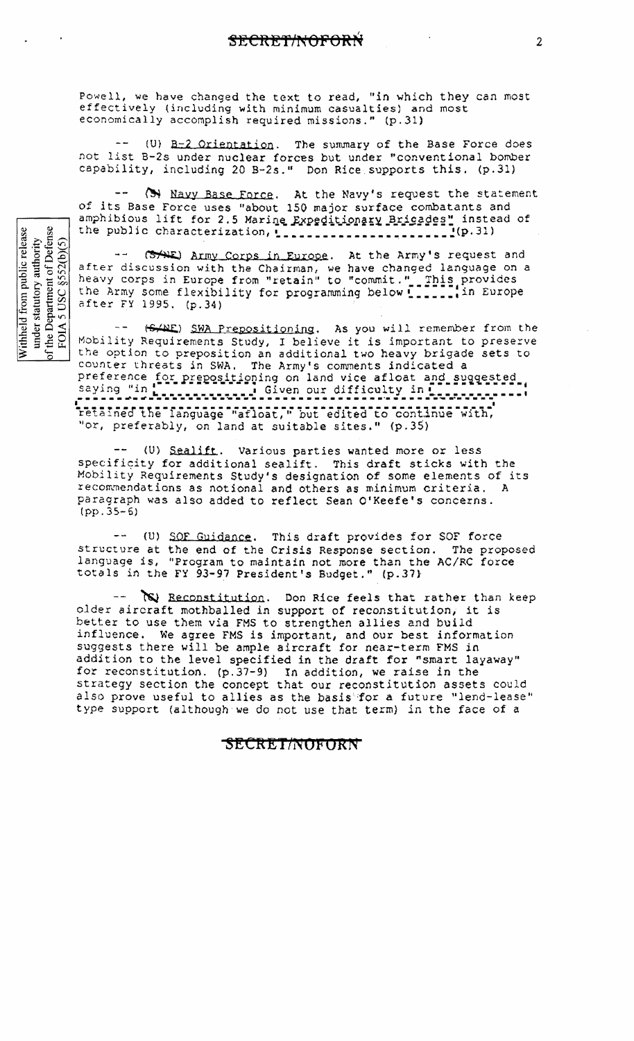SECRET/NOFORN

Powell, we have changed the text to read, "in which they can most effectively (including with minimum casualties) and most economically accomplish required missions." (p.31)

-- (U) B-2 Orientation. The summary of the Base Force does not list B-2s under nuclear forces but under "conventional bomber capability, including 20 B-2s." Don Rice supports this. (p.31)

-- (S) Navy Base Force. At the Navy's request the statement of its Base Force uses "about 150 major surface combatants and amphibious lift for 2.5 Marine Expeditionary Brigades" instead of the public characterization, [                    ] (p.31)

Withheld from public release under statutory authority of the Department of Defense FOIA 5 USC §552(b)(5)

-- (S/NF) Army Corps in Europe. At the Army's request and after discussion with the Chairman, we have changed language on a heavy corps in Europe from "retain" to "commit." This provides the Army some flexibility for programming below [      ] in Europe after FY 1995. (p.34)

-- (S/NF) SWA Prepositioning. As you will remember from the Mobility Requirements Study, I believe it is important to preserve the option to preposition an additional two heavy brigade sets to counter threats in SWA. The Army's comments indicated a preference for prepositioning on land vice afloat and suggested saying "in [            ] Given our difficulty in [            ] [                                                  ] retained the language "afloat," but edited to continue with, "or, preferably, on land at suitable sites." (p.35)

-- (U) Sealift. Various parties wanted more or less specificity for additional sealift. This draft sticks with the Mobility Requirements Study's designation of some elements of its recommendations as notional and others as minimum criteria. A paragraph was also added to reflect Sean O'Keefe's concerns. (pp.35-6)

-- (U) SOF Guidance. This draft provides for SOF force structure at the end of the Crisis Response section. The proposed language is, "Program to maintain not more than the AC/RC force totals in the FY 93-97 President's Budget." (p.37)

-- (S) Reconstitution. Don Rice feels that rather than keep older aircraft mothballed in support of reconstitution, it is better to use them via FMS to strengthen allies and build influence. We agree FMS is important, and our best information suggests there will be ample aircraft for near-term FMS in addition to the level specified in the draft for "smart layaway" for reconstitution. (p.37-9) In addition, we raise in the strategy section the concept that our reconstitution assets could also prove useful to allies as the basis for a future "lend-lease" type support (although we do not use that term) in the face of a

SECRET/NOFORN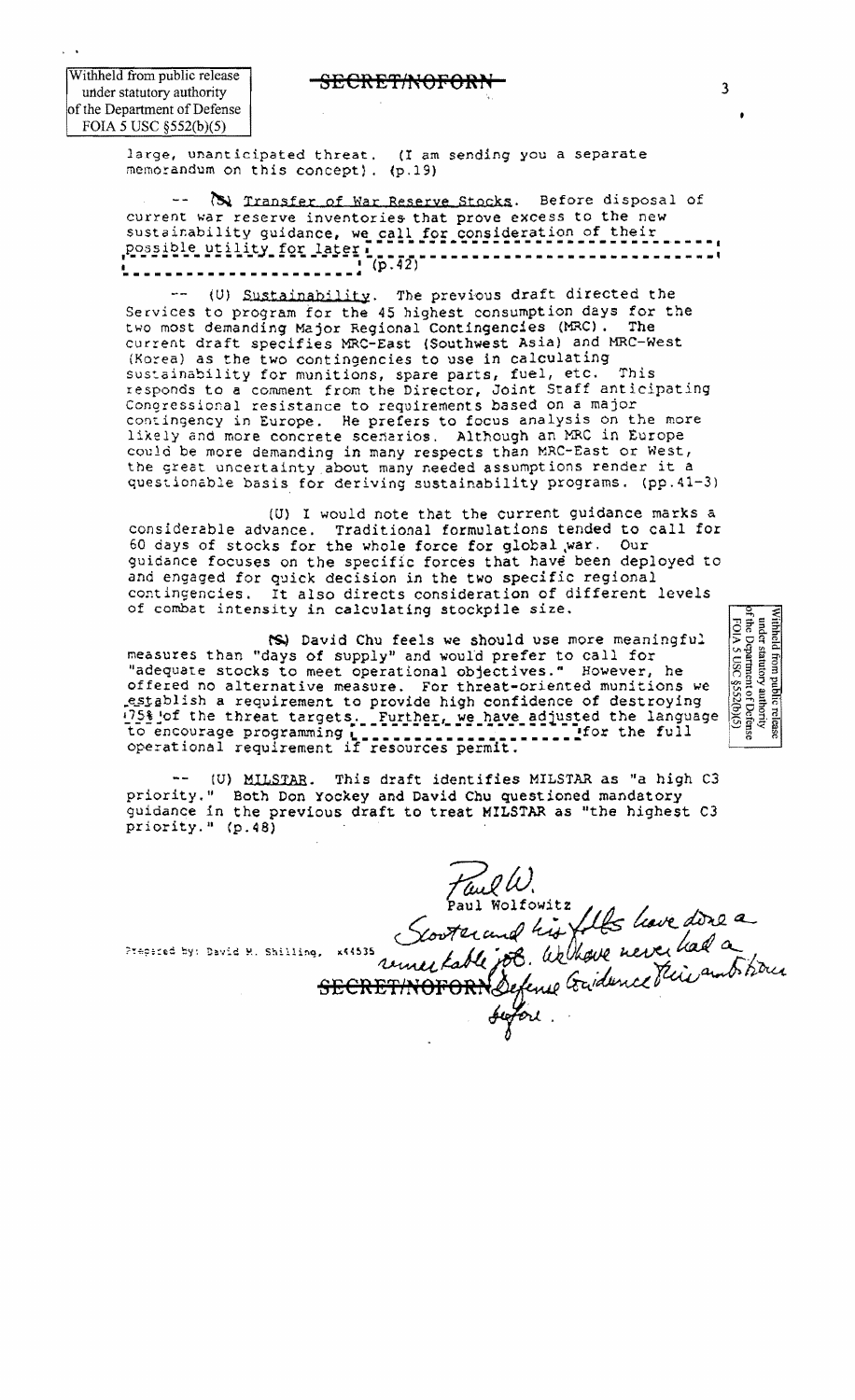Withheld from public release under statutory authority of the Department of Defense FOIA 5 USC §552(b)(5)

SECRET/NOFORN

large, unanticipated threat. (I am sending you a separate memorandum on this concept). (p.19)

-- (S) Transfer of War Reserve Stocks. Before disposal of current war reserve inventories that prove excess to the new sustainability guidance, we call for consideration of their possible utility for later [redacted] (p.42)

-- (U) Sustainability. The previous draft directed the Services to program for the 45 highest consumption days for the two most demanding Major Regional Contingencies (MRC). The current draft specifies MRC-East (Southwest Asia) and MRC-West (Korea) as the two contingencies to use in calculating sustainability for munitions, spare parts, fuel, etc. This responds to a comment from the Director, Joint Staff anticipating Congressional resistance to requirements based on a major contingency in Europe. He prefers to focus analysis on the more likely and more concrete scenarios. Although an MRC in Europe could be more demanding in many respects than MRC-East or West, the great uncertainty about many needed assumptions render it a questionable basis for deriving sustainability programs. (pp.41-3)

(U) I would note that the current guidance marks a considerable advance. Traditional formulations tended to call for 60 days of stocks for the whole force for global war. Our guidance focuses on the specific forces that have been deployed to and engaged for quick decision in the two specific regional contingencies. It also directs consideration of different levels of combat intensity in calculating stockpile size.

(S) David Chu feels we should use more meaningful measures than "days of supply" and would prefer to call for "adequate stocks to meet operational objectives." However, he offered no alternative measure. For threat-oriented munitions we establish a requirement to provide high confidence of destroying 75% of the threat targets. Further, we have adjusted the language to encourage programming [redacted] for the full operational requirement if resources permit.

Withheld from public release under statutory authority of the Department of Defense FOIA 5 USC §552(b)(5)

-- (U) MILSTAR. This draft identifies MILSTAR as "a high C3 priority." Both Don Yockey and David Chu questioned mandatory guidance in the previous draft to treat MILSTAR as "the highest C3 priority." (p.48)

Paul W.
Paul Wolfowitz

*Scooter and his folks have done a remarkable job. We have never had a Defense Guidance this ambitious before.*

Prepared by: David M. Shilling, x44535

SECRET/NOFORN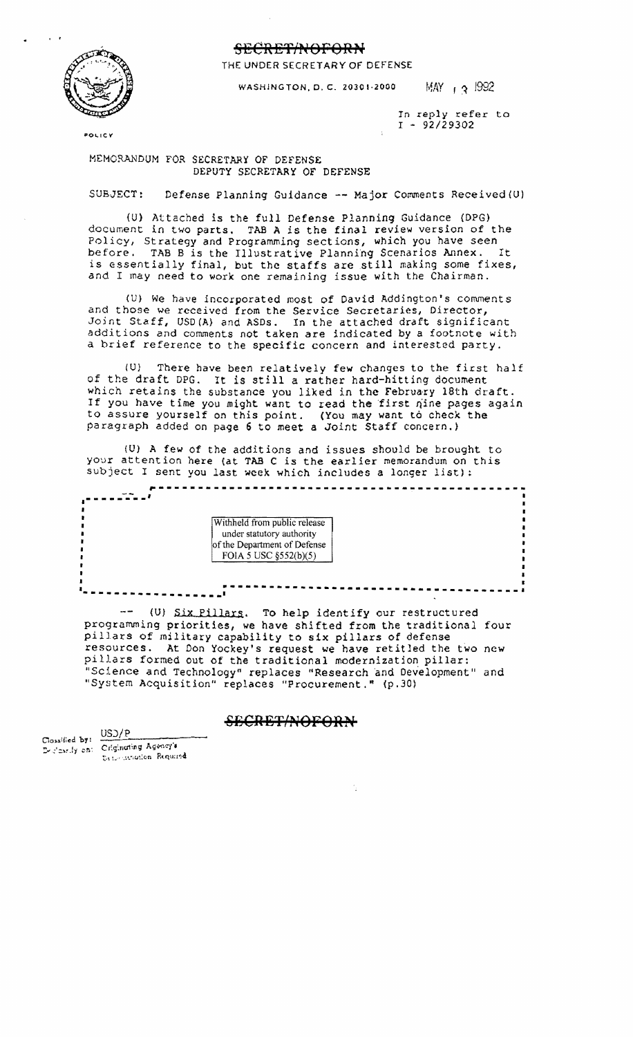SECRET/NOFORN

THE UNDER SECRETARY OF DEFENSE

WASHINGTON, D.C. 20301-2000 MAY 13 1992

POLICY

In reply refer to
I - 92/29302

MEMORANDUM FOR SECRETARY OF DEFENSE
DEPUTY SECRETARY OF DEFENSE

SUBJECT: Defense Planning Guidance -- Major Comments Received (U)

(U) Attached is the full Defense Planning Guidance (DPG) document in two parts. TAB A is the final review version of the Policy, Strategy and Programming sections, which you have seen before. TAB B is the Illustrative Planning Scenarios Annex. It is essentially final, but the staffs are still making some fixes, and I may need to work one remaining issue with the Chairman.

(U) We have incorporated most of David Addington's comments and those we received from the Service Secretaries, Director, Joint Staff, USD(A) and ASDs. In the attached draft significant additions and comments not taken are indicated by a footnote with a brief reference to the specific concern and interested party.

(U) There have been relatively few changes to the first half of the draft DPG. It is still a rather hard-hitting document which retains the substance you liked in the February 18th draft. If you have time you might want to read the first nine pages again to assure yourself on this point. (You may want to check the paragraph added on page 6 to meet a Joint Staff concern.)

(U) A few of the additions and issues should be brought to your attention here (at TAB C is the earlier memorandum on this subject I sent you last week which includes a longer list):

Withheld from public release under statutory authority of the Department of Defense FOIA 5 USC §552(b)(5)

-- (U) Six Pillars. To help identify our restructured programming priorities, we have shifted from the traditional four pillars of military capability to six pillars of defense resources. At Don Yockey's request we have retitled the two new pillars formed out of the traditional modernization pillar: "Science and Technology" replaces "Research and Development" and "System Acquisition" replaces "Procurement." (p.30)

SECRET/NOFORN

Classified by: USD/P
Declassify on: Originating Agency's Determination Required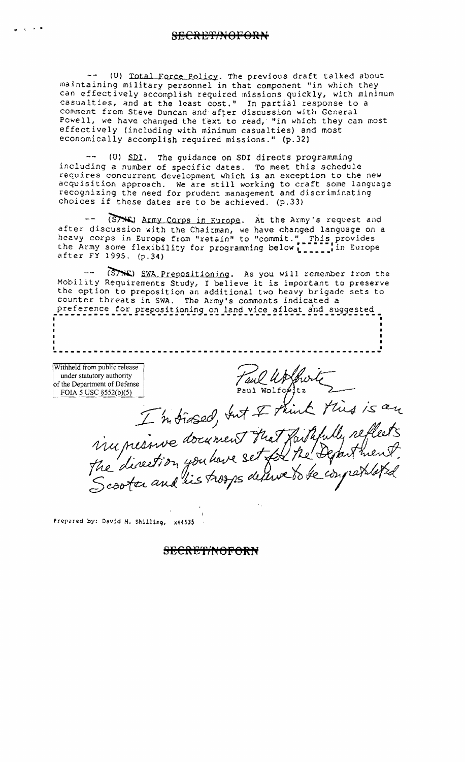**SECRET/NOFORN**

-- (U) Total Force Policy. The previous draft talked about maintaining military personnel in that component "in which they can effectively accomplish required missions quickly, with minimum casualties, and at the least cost." In partial response to a comment from Steve Duncan and after discussion with General Powell, we have changed the text to read, "in which they can most effectively (including with minimum casualties) and most economically accomplish required missions." (p.32)

-- (U) SDI. The guidance on SDI directs programming including a number of specific dates. To meet this schedule requires concurrent development which is an exception to the new acquisition approach. We are still working to craft some language recognizing the need for prudent management and discriminating choices if these dates are to be achieved. (p.33)

-- (S/NF) Army Corps in Europe. At the Army's request and after discussion with the Chairman, we have changed language on a heavy corps in Europe from "retain" to "commit." This provides the Army some flexibility for programming below [ ] in Europe after FY 1995. (p.34)

-- (S/NF) SWA Prepositioning. As you will remember from the Mobility Requirements Study, I believe it is important to preserve the option to preposition an additional two heavy brigade sets to counter threats in SWA. The Army's comments indicated a preference for prepositioning on land vice afloat and suggested [ ]

Withheld from public release under statutory authority of the Department of Defense FOIA 5 USC §552(b)(5)

Paul Wolfowitz

Paul Wolfowitz

I'm biased, but I think this is an impressive document that faithfully reflects the direction you have set for the Department. Scooter and his troops deserve to be congratulated

Prepared by: David M. Shilling, x44535

**SECRET/NOFORN**